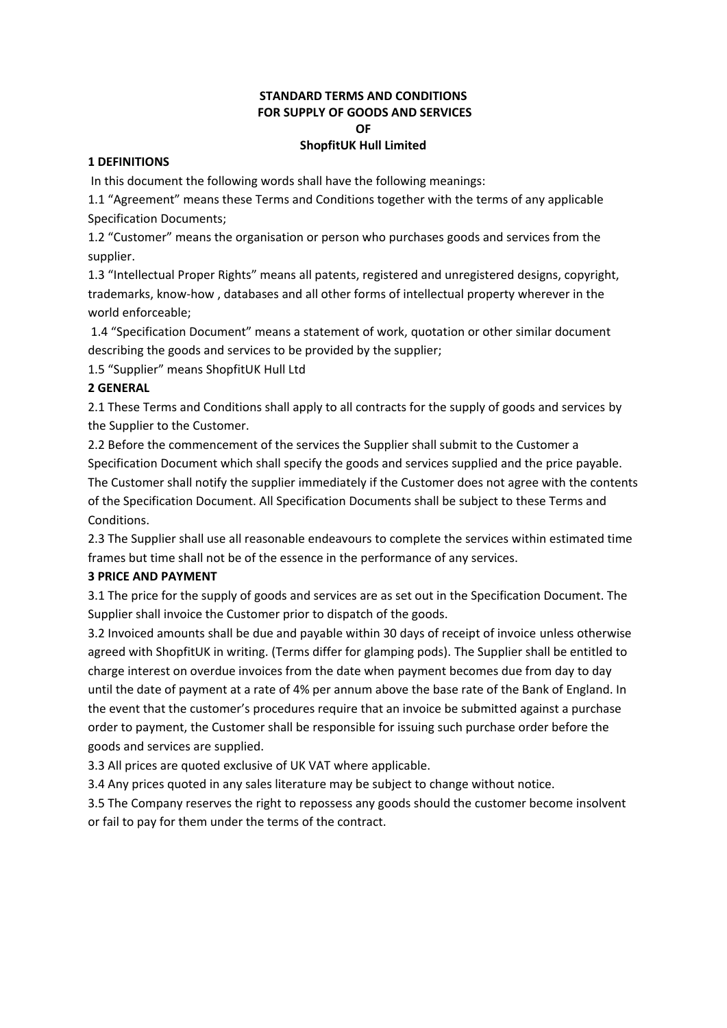**STANDARD TERMS AND CONDITIONS**
**FOR SUPPLY OF GOODS AND SERVICES**
**OF**
**ShopfitUK Hull Limited**

## 1 DEFINITIONS

In this document the following words shall have the following meanings:

1.1 "Agreement" means these Terms and Conditions together with the terms of any applicable Specification Documents;

1.2 "Customer" means the organisation or person who purchases goods and services from the supplier.

1.3 "Intellectual Proper Rights" means all patents, registered and unregistered designs, copyright, trademarks, know-how , databases and all other forms of intellectual property wherever in the world enforceable;

1.4 "Specification Document" means a statement of work, quotation or other similar document describing the goods and services to be provided by the supplier;

1.5 "Supplier" means ShopfitUK Hull Ltd

## 2 GENERAL

2.1 These Terms and Conditions shall apply to all contracts for the supply of goods and services by the Supplier to the Customer.

2.2 Before the commencement of the services the Supplier shall submit to the Customer a Specification Document which shall specify the goods and services supplied and the price payable. The Customer shall notify the supplier immediately if the Customer does not agree with the contents of the Specification Document. All Specification Documents shall be subject to these Terms and Conditions.

2.3 The Supplier shall use all reasonable endeavours to complete the services within estimated time frames but time shall not be of the essence in the performance of any services.

## 3 PRICE AND PAYMENT

3.1 The price for the supply of goods and services are as set out in the Specification Document. The Supplier shall invoice the Customer prior to dispatch of the goods.

3.2 Invoiced amounts shall be due and payable within 30 days of receipt of invoice unless otherwise agreed with ShopfitUK in writing. (Terms differ for glamping pods). The Supplier shall be entitled to charge interest on overdue invoices from the date when payment becomes due from day to day until the date of payment at a rate of 4% per annum above the base rate of the Bank of England. In the event that the customer's procedures require that an invoice be submitted against a purchase order to payment, the Customer shall be responsible for issuing such purchase order before the goods and services are supplied.

3.3 All prices are quoted exclusive of UK VAT where applicable.

3.4 Any prices quoted in any sales literature may be subject to change without notice.

3.5 The Company reserves the right to repossess any goods should the customer become insolvent or fail to pay for them under the terms of the contract.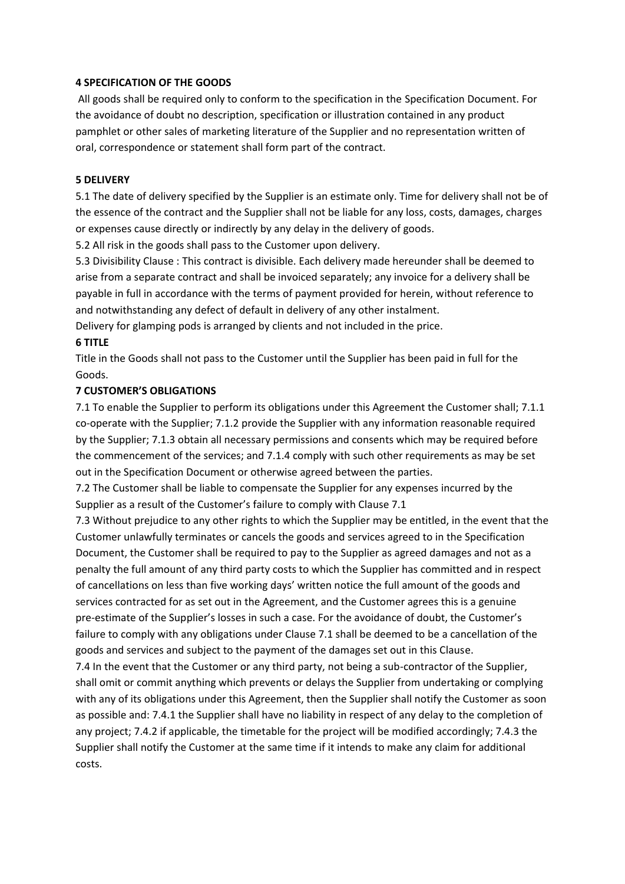**4 SPECIFICATION OF THE GOODS**

All goods shall be required only to conform to the specification in the Specification Document. For the avoidance of doubt no description, specification or illustration contained in any product pamphlet or other sales of marketing literature of the Supplier and no representation written of oral, correspondence or statement shall form part of the contract.

**5 DELIVERY**

5.1 The date of delivery specified by the Supplier is an estimate only. Time for delivery shall not be of the essence of the contract and the Supplier shall not be liable for any loss, costs, damages, charges or expenses cause directly or indirectly by any delay in the delivery of goods.

5.2 All risk in the goods shall pass to the Customer upon delivery.

5.3 Divisibility Clause : This contract is divisible. Each delivery made hereunder shall be deemed to arise from a separate contract and shall be invoiced separately; any invoice for a delivery shall be payable in full in accordance with the terms of payment provided for herein, without reference to and notwithstanding any defect of default in delivery of any other instalment.

Delivery for glamping pods is arranged by clients and not included in the price.

**6 TITLE**

Title in the Goods shall not pass to the Customer until the Supplier has been paid in full for the Goods.

**7 CUSTOMER'S OBLIGATIONS**

7.1 To enable the Supplier to perform its obligations under this Agreement the Customer shall; 7.1.1 co-operate with the Supplier; 7.1.2 provide the Supplier with any information reasonable required by the Supplier; 7.1.3 obtain all necessary permissions and consents which may be required before the commencement of the services; and 7.1.4 comply with such other requirements as may be set out in the Specification Document or otherwise agreed between the parties.

7.2 The Customer shall be liable to compensate the Supplier for any expenses incurred by the Supplier as a result of the Customer's failure to comply with Clause 7.1

7.3 Without prejudice to any other rights to which the Supplier may be entitled, in the event that the Customer unlawfully terminates or cancels the goods and services agreed to in the Specification Document, the Customer shall be required to pay to the Supplier as agreed damages and not as a penalty the full amount of any third party costs to which the Supplier has committed and in respect of cancellations on less than five working days' written notice the full amount of the goods and services contracted for as set out in the Agreement, and the Customer agrees this is a genuine pre-estimate of the Supplier's losses in such a case. For the avoidance of doubt, the Customer's failure to comply with any obligations under Clause 7.1 shall be deemed to be a cancellation of the goods and services and subject to the payment of the damages set out in this Clause.

7.4 In the event that the Customer or any third party, not being a sub-contractor of the Supplier, shall omit or commit anything which prevents or delays the Supplier from undertaking or complying with any of its obligations under this Agreement, then the Supplier shall notify the Customer as soon as possible and: 7.4.1 the Supplier shall have no liability in respect of any delay to the completion of any project; 7.4.2 if applicable, the timetable for the project will be modified accordingly; 7.4.3 the Supplier shall notify the Customer at the same time if it intends to make any claim for additional costs.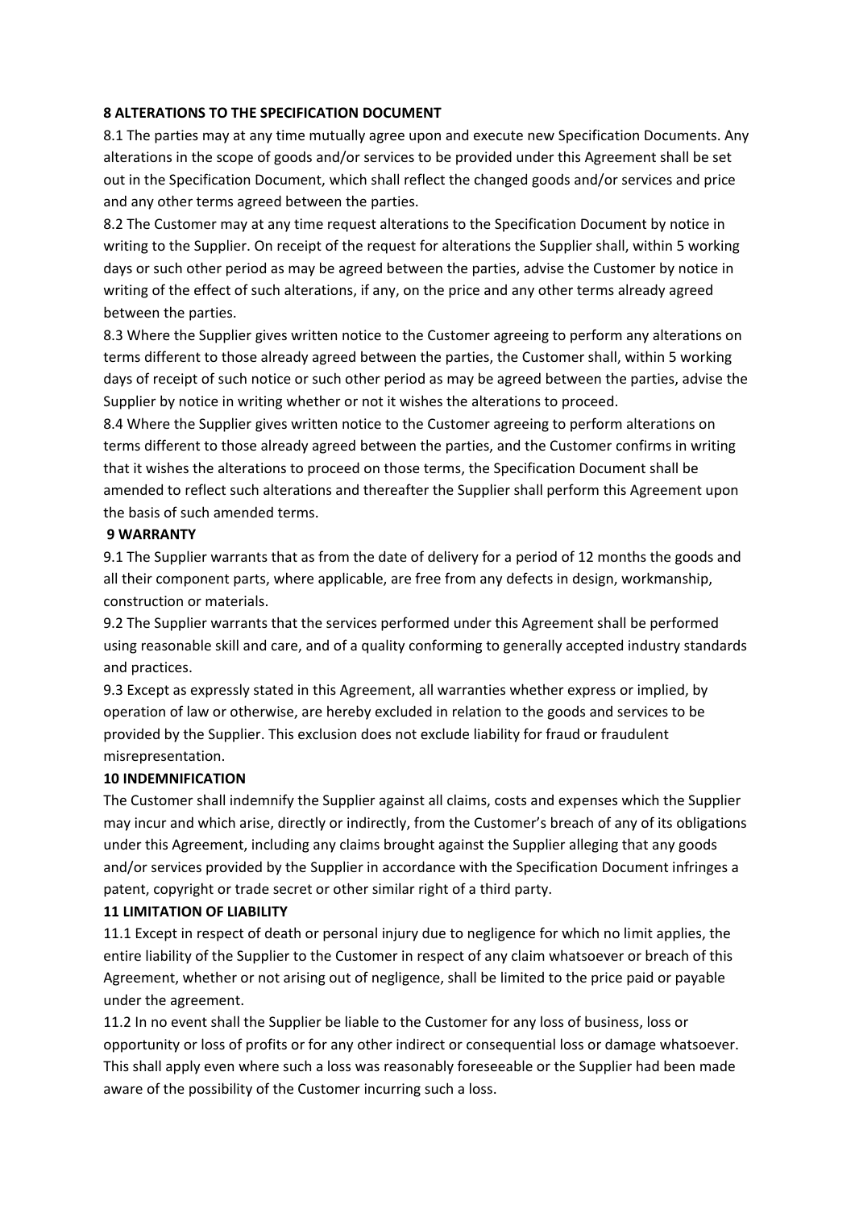**8 ALTERATIONS TO THE SPECIFICATION DOCUMENT**

8.1 The parties may at any time mutually agree upon and execute new Specification Documents. Any alterations in the scope of goods and/or services to be provided under this Agreement shall be set out in the Specification Document, which shall reflect the changed goods and/or services and price and any other terms agreed between the parties.

8.2 The Customer may at any time request alterations to the Specification Document by notice in writing to the Supplier. On receipt of the request for alterations the Supplier shall, within 5 working days or such other period as may be agreed between the parties, advise the Customer by notice in writing of the effect of such alterations, if any, on the price and any other terms already agreed between the parties.

8.3 Where the Supplier gives written notice to the Customer agreeing to perform any alterations on terms different to those already agreed between the parties, the Customer shall, within 5 working days of receipt of such notice or such other period as may be agreed between the parties, advise the Supplier by notice in writing whether or not it wishes the alterations to proceed.

8.4 Where the Supplier gives written notice to the Customer agreeing to perform alterations on terms different to those already agreed between the parties, and the Customer confirms in writing that it wishes the alterations to proceed on those terms, the Specification Document shall be amended to reflect such alterations and thereafter the Supplier shall perform this Agreement upon the basis of such amended terms.

**9 WARRANTY**

9.1 The Supplier warrants that as from the date of delivery for a period of 12 months the goods and all their component parts, where applicable, are free from any defects in design, workmanship, construction or materials.

9.2 The Supplier warrants that the services performed under this Agreement shall be performed using reasonable skill and care, and of a quality conforming to generally accepted industry standards and practices.

9.3 Except as expressly stated in this Agreement, all warranties whether express or implied, by operation of law or otherwise, are hereby excluded in relation to the goods and services to be provided by the Supplier. This exclusion does not exclude liability for fraud or fraudulent misrepresentation.

**10 INDEMNIFICATION**

The Customer shall indemnify the Supplier against all claims, costs and expenses which the Supplier may incur and which arise, directly or indirectly, from the Customer's breach of any of its obligations under this Agreement, including any claims brought against the Supplier alleging that any goods and/or services provided by the Supplier in accordance with the Specification Document infringes a patent, copyright or trade secret or other similar right of a third party.

**11 LIMITATION OF LIABILITY**

11.1 Except in respect of death or personal injury due to negligence for which no limit applies, the entire liability of the Supplier to the Customer in respect of any claim whatsoever or breach of this Agreement, whether or not arising out of negligence, shall be limited to the price paid or payable under the agreement.

11.2 In no event shall the Supplier be liable to the Customer for any loss of business, loss or opportunity or loss of profits or for any other indirect or consequential loss or damage whatsoever. This shall apply even where such a loss was reasonably foreseeable or the Supplier had been made aware of the possibility of the Customer incurring such a loss.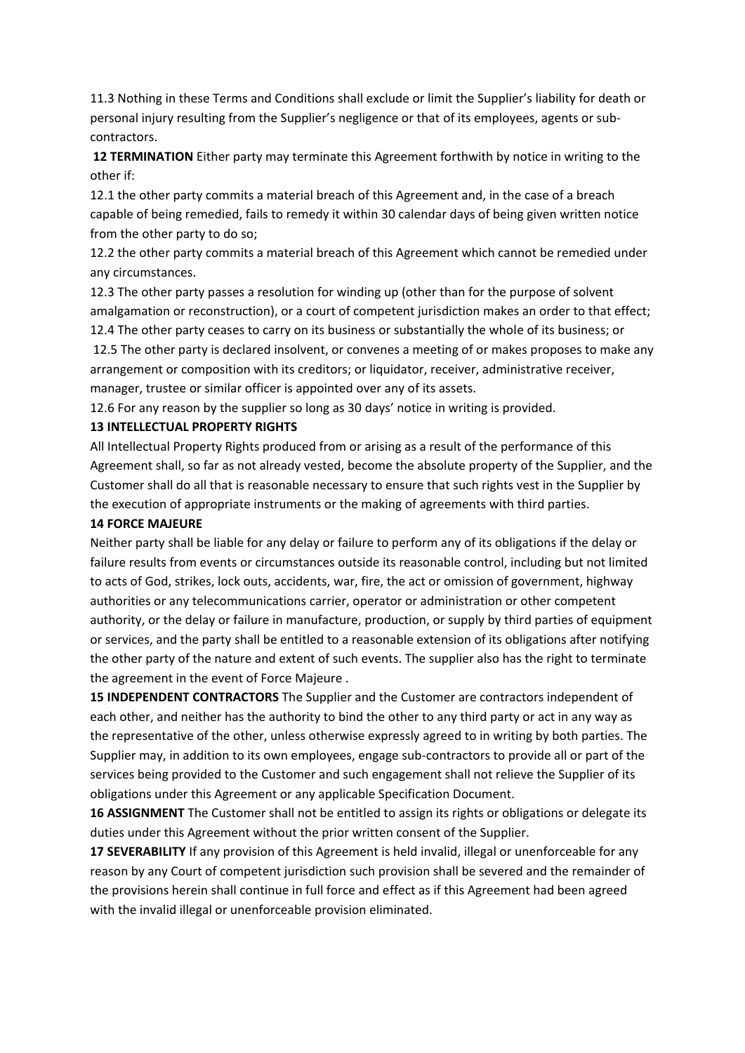11.3 Nothing in these Terms and Conditions shall exclude or limit the Supplier's liability for death or personal injury resulting from the Supplier's negligence or that of its employees, agents or sub-contractors.

**12 TERMINATION** Either party may terminate this Agreement forthwith by notice in writing to the other if:

12.1 the other party commits a material breach of this Agreement and, in the case of a breach capable of being remedied, fails to remedy it within 30 calendar days of being given written notice from the other party to do so;

12.2 the other party commits a material breach of this Agreement which cannot be remedied under any circumstances.

12.3 The other party passes a resolution for winding up (other than for the purpose of solvent amalgamation or reconstruction), or a court of competent jurisdiction makes an order to that effect;

12.4 The other party ceases to carry on its business or substantially the whole of its business; or

12.5 The other party is declared insolvent, or convenes a meeting of or makes proposes to make any arrangement or composition with its creditors; or liquidator, receiver, administrative receiver, manager, trustee or similar officer is appointed over any of its assets.

12.6 For any reason by the supplier so long as 30 days' notice in writing is provided.

**13 INTELLECTUAL PROPERTY RIGHTS**

All Intellectual Property Rights produced from or arising as a result of the performance of this Agreement shall, so far as not already vested, become the absolute property of the Supplier, and the Customer shall do all that is reasonable necessary to ensure that such rights vest in the Supplier by the execution of appropriate instruments or the making of agreements with third parties.

**14 FORCE MAJEURE**

Neither party shall be liable for any delay or failure to perform any of its obligations if the delay or failure results from events or circumstances outside its reasonable control, including but not limited to acts of God, strikes, lock outs, accidents, war, fire, the act or omission of government, highway authorities or any telecommunications carrier, operator or administration or other competent authority, or the delay or failure in manufacture, production, or supply by third parties of equipment or services, and the party shall be entitled to a reasonable extension of its obligations after notifying the other party of the nature and extent of such events. The supplier also has the right to terminate the agreement in the event of Force Majeure .

**15 INDEPENDENT CONTRACTORS** The Supplier and the Customer are contractors independent of each other, and neither has the authority to bind the other to any third party or act in any way as the representative of the other, unless otherwise expressly agreed to in writing by both parties. The Supplier may, in addition to its own employees, engage sub-contractors to provide all or part of the services being provided to the Customer and such engagement shall not relieve the Supplier of its obligations under this Agreement or any applicable Specification Document.

**16 ASSIGNMENT** The Customer shall not be entitled to assign its rights or obligations or delegate its duties under this Agreement without the prior written consent of the Supplier.

**17 SEVERABILITY** If any provision of this Agreement is held invalid, illegal or unenforceable for any reason by any Court of competent jurisdiction such provision shall be severed and the remainder of the provisions herein shall continue in full force and effect as if this Agreement had been agreed with the invalid illegal or unenforceable provision eliminated.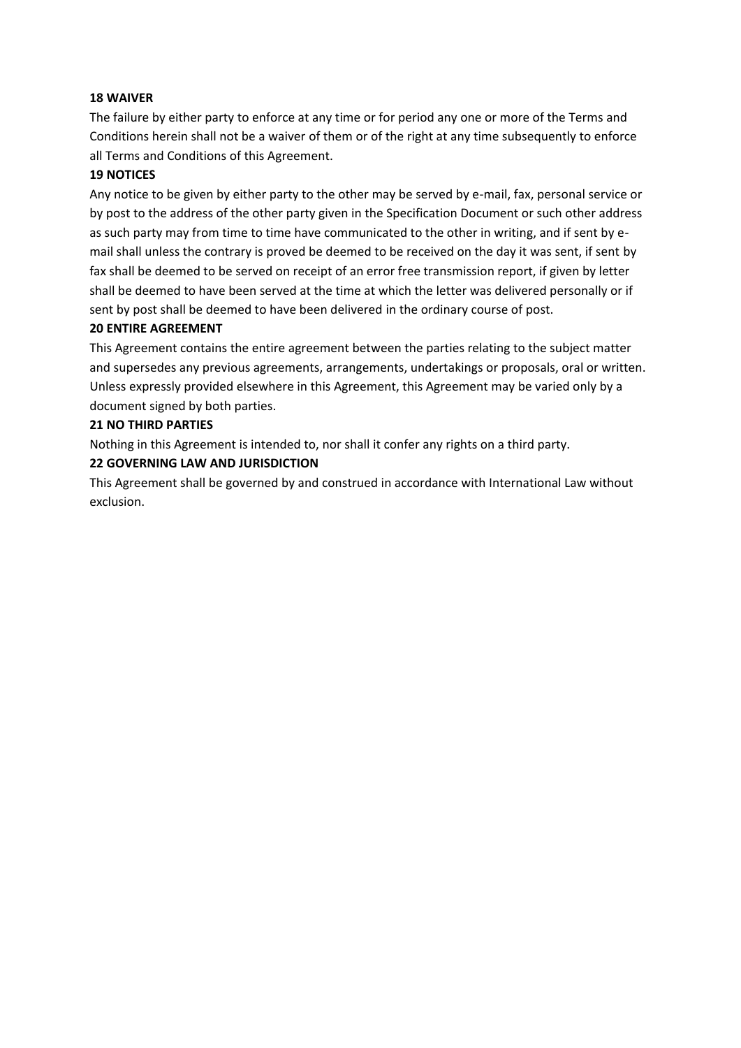**18 WAIVER**

The failure by either party to enforce at any time or for period any one or more of the Terms and Conditions herein shall not be a waiver of them or of the right at any time subsequently to enforce all Terms and Conditions of this Agreement.

**19 NOTICES**

Any notice to be given by either party to the other may be served by e-mail, fax, personal service or by post to the address of the other party given in the Specification Document or such other address as such party may from time to time have communicated to the other in writing, and if sent by e-mail shall unless the contrary is proved be deemed to be received on the day it was sent, if sent by fax shall be deemed to be served on receipt of an error free transmission report, if given by letter shall be deemed to have been served at the time at which the letter was delivered personally or if sent by post shall be deemed to have been delivered in the ordinary course of post.

**20 ENTIRE AGREEMENT**

This Agreement contains the entire agreement between the parties relating to the subject matter and supersedes any previous agreements, arrangements, undertakings or proposals, oral or written. Unless expressly provided elsewhere in this Agreement, this Agreement may be varied only by a document signed by both parties.

**21 NO THIRD PARTIES**

Nothing in this Agreement is intended to, nor shall it confer any rights on a third party.

**22 GOVERNING LAW AND JURISDICTION**

This Agreement shall be governed by and construed in accordance with International Law without exclusion.